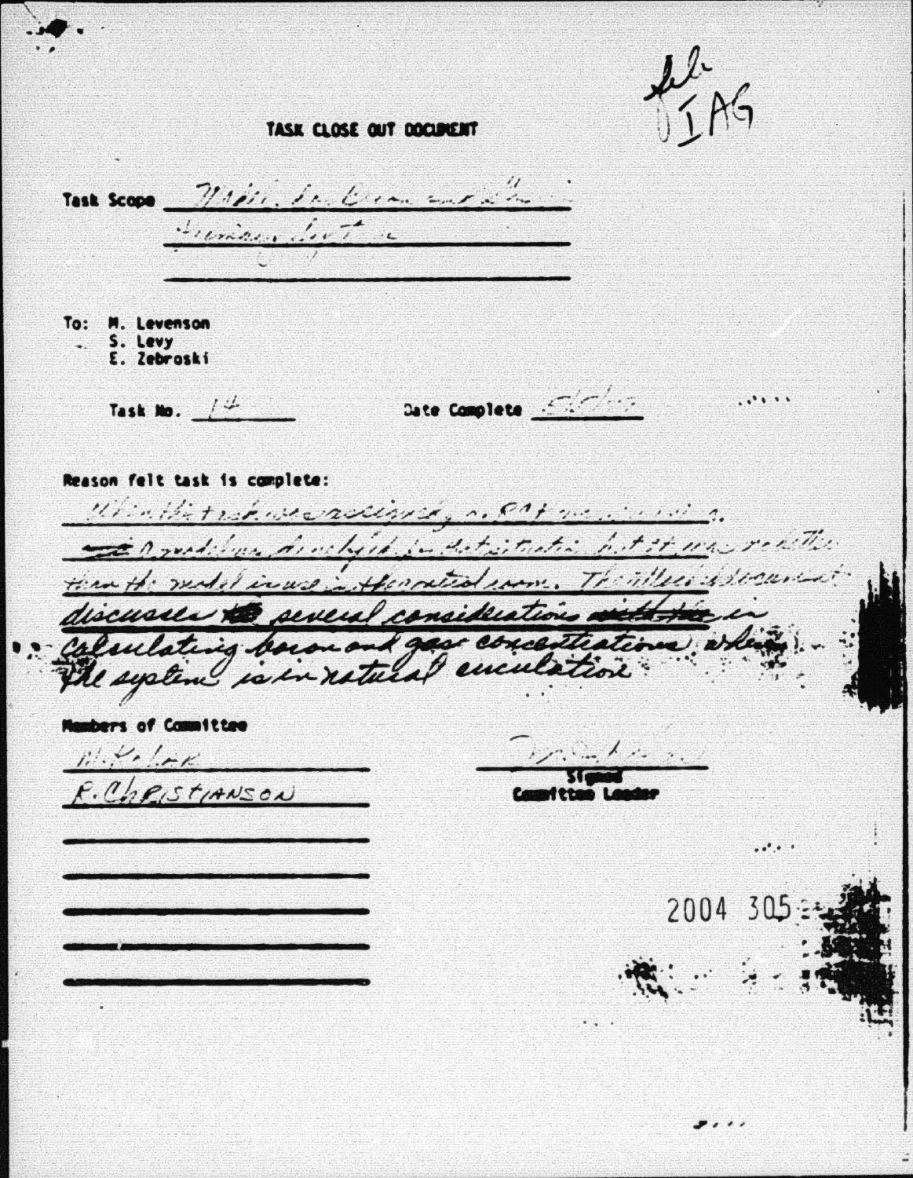file
IAG

# TASK CLOSE OUT DOCUMENT

Task Scope: Maintain boron concentration ... [handwritten, largely illegible]

To: M. Levenson
S. Levy
E. Zebroski

Task No. 14

Date Complete: [illegible]

Reason felt task is complete:

[Handwritten, partially illegible] ... a modeling analysis for this situation but it was ... than the model in use ... The attached document discusses several considerations in calculating boron and gas concentrations when the system is in natural circulation.

Members of Committee

M. Kolar [?]
R. CHRISTIANSON

[Signature]
Signed
Committee Leader

2004 305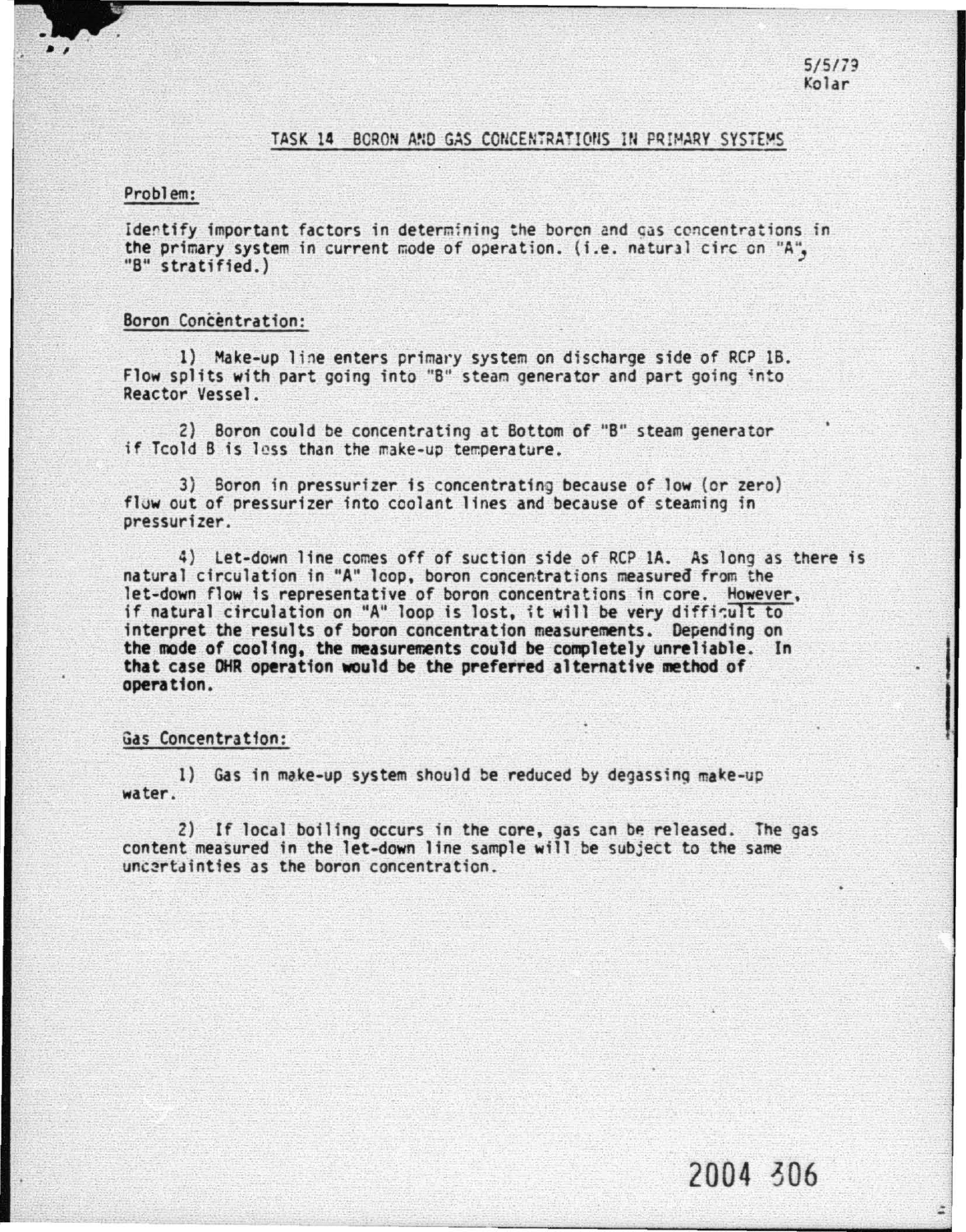5/5/79
Kolar

## TASK 14 BORON AND GAS CONCENTRATIONS IN PRIMARY SYSTEMS

### Problem:

Identify important factors in determining the boron and gas concentrations in the primary system in current mode of operation. (i.e. natural circ on "A", "B" stratified.)

### Boron Concentration:

1) Make-up line enters primary system on discharge side of RCP 1B. Flow splits with part going into "B" steam generator and part going into Reactor Vessel.

2) Boron could be concentrating at Bottom of "B" steam generator if Tcold B is less than the make-up temperature.

3) Boron in pressurizer is concentrating because of low (or zero) flow out of pressurizer into coolant lines and because of steaming in pressurizer.

4) Let-down line comes off of suction side of RCP 1A. As long as there is natural circulation in "A" loop, boron concentrations measured from the let-down flow is representative of boron concentrations in core. However, if natural circulation on "A" loop is lost, it will be very difficult to interpret the results of boron concentration measurements. Depending on the mode of cooling, the measurements could be completely unreliable. In that case DHR operation would be the preferred alternative method of operation.

### Gas Concentration:

1) Gas in make-up system should be reduced by degassing make-up water.

2) If local boiling occurs in the core, gas can be released. The gas content measured in the let-down line sample will be subject to the same uncertainties as the boron concentration.

2004 306